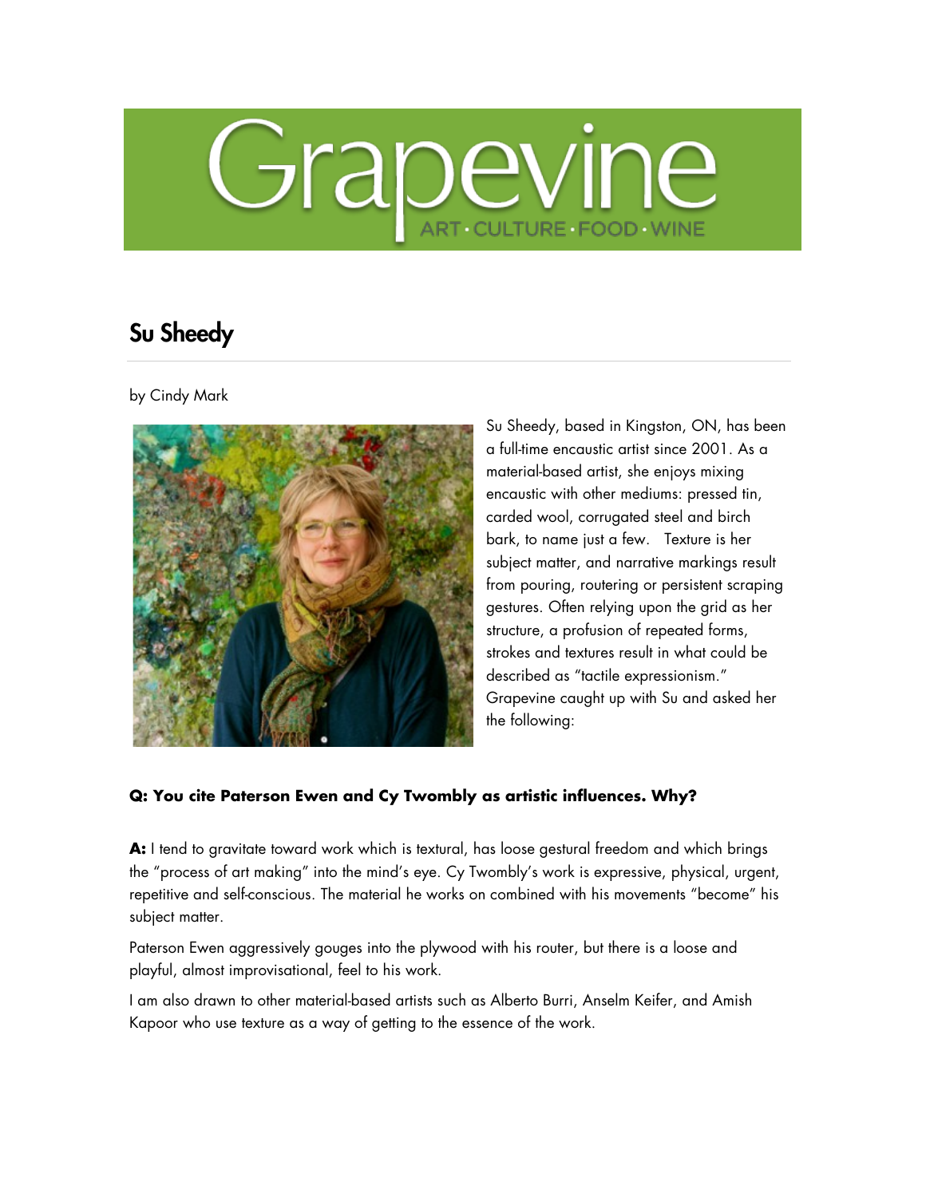Grapevine

ART · CULTURE · FOOD · WINE

# Su Sheedy

by Cindy Mark

Su Sheedy, based in Kingston, ON, has been a full-time encaustic artist since 2001. As a material-based artist, she enjoys mixing encaustic with other mediums: pressed tin, carded wool, corrugated steel and birch bark, to name just a few. Texture is her subject matter, and narrative markings result from pouring, routering or persistent scraping gestures. Often relying upon the grid as her structure, a profusion of repeated forms, strokes and textures result in what could be described as "tactile expressionism." Grapevine caught up with Su and asked her the following:

**Q: You cite Paterson Ewen and Cy Twombly as artistic influences. Why?**

**A:** I tend to gravitate toward work which is textural, has loose gestural freedom and which brings the "process of art making" into the mind's eye. Cy Twombly's work is expressive, physical, urgent, repetitive and self-conscious. The material he works on combined with his movements "become" his subject matter.

Paterson Ewen aggressively gouges into the plywood with his router, but there is a loose and playful, almost improvisational, feel to his work.

I am also drawn to other material-based artists such as Alberto Burri, Anselm Keifer, and Amish Kapoor who use texture as a way of getting to the essence of the work.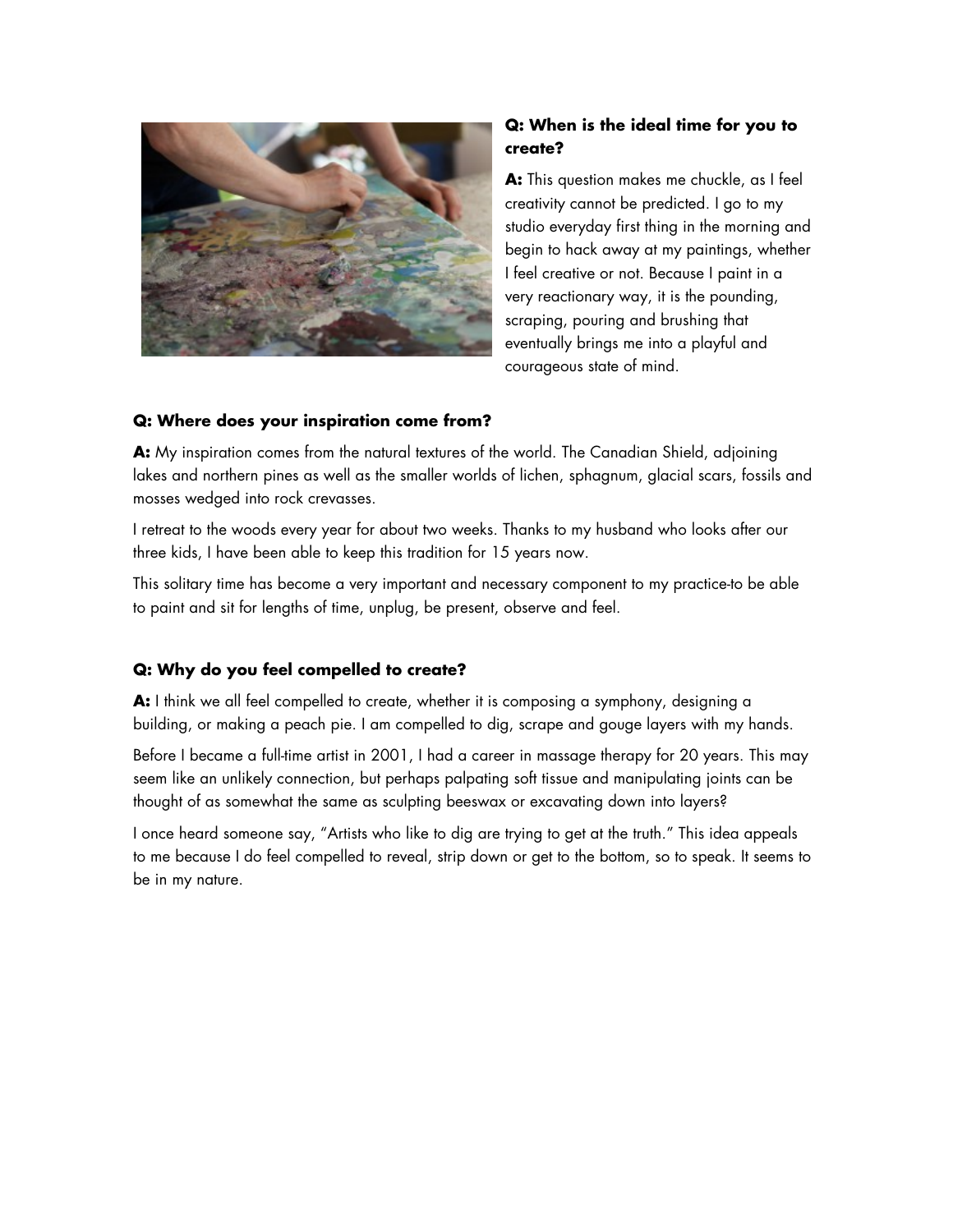**Q: When is the ideal time for you to create?**

**A:** This question makes me chuckle, as I feel creativity cannot be predicted. I go to my studio everyday first thing in the morning and begin to hack away at my paintings, whether I feel creative or not. Because I paint in a very reactionary way, it is the pounding, scraping, pouring and brushing that eventually brings me into a playful and courageous state of mind.

**Q: Where does your inspiration come from?**

**A:** My inspiration comes from the natural textures of the world. The Canadian Shield, adjoining lakes and northern pines as well as the smaller worlds of lichen, sphagnum, glacial scars, fossils and mosses wedged into rock crevasses.

I retreat to the woods every year for about two weeks. Thanks to my husband who looks after our three kids, I have been able to keep this tradition for 15 years now.

This solitary time has become a very important and necessary component to my practice-to be able to paint and sit for lengths of time, unplug, be present, observe and feel.

**Q: Why do you feel compelled to create?**

**A:** I think we all feel compelled to create, whether it is composing a symphony, designing a building, or making a peach pie. I am compelled to dig, scrape and gouge layers with my hands.

Before I became a full-time artist in 2001, I had a career in massage therapy for 20 years. This may seem like an unlikely connection, but perhaps palpating soft tissue and manipulating joints can be thought of as somewhat the same as sculpting beeswax or excavating down into layers?

I once heard someone say, "Artists who like to dig are trying to get at the truth." This idea appeals to me because I do feel compelled to reveal, strip down or get to the bottom, so to speak. It seems to be in my nature.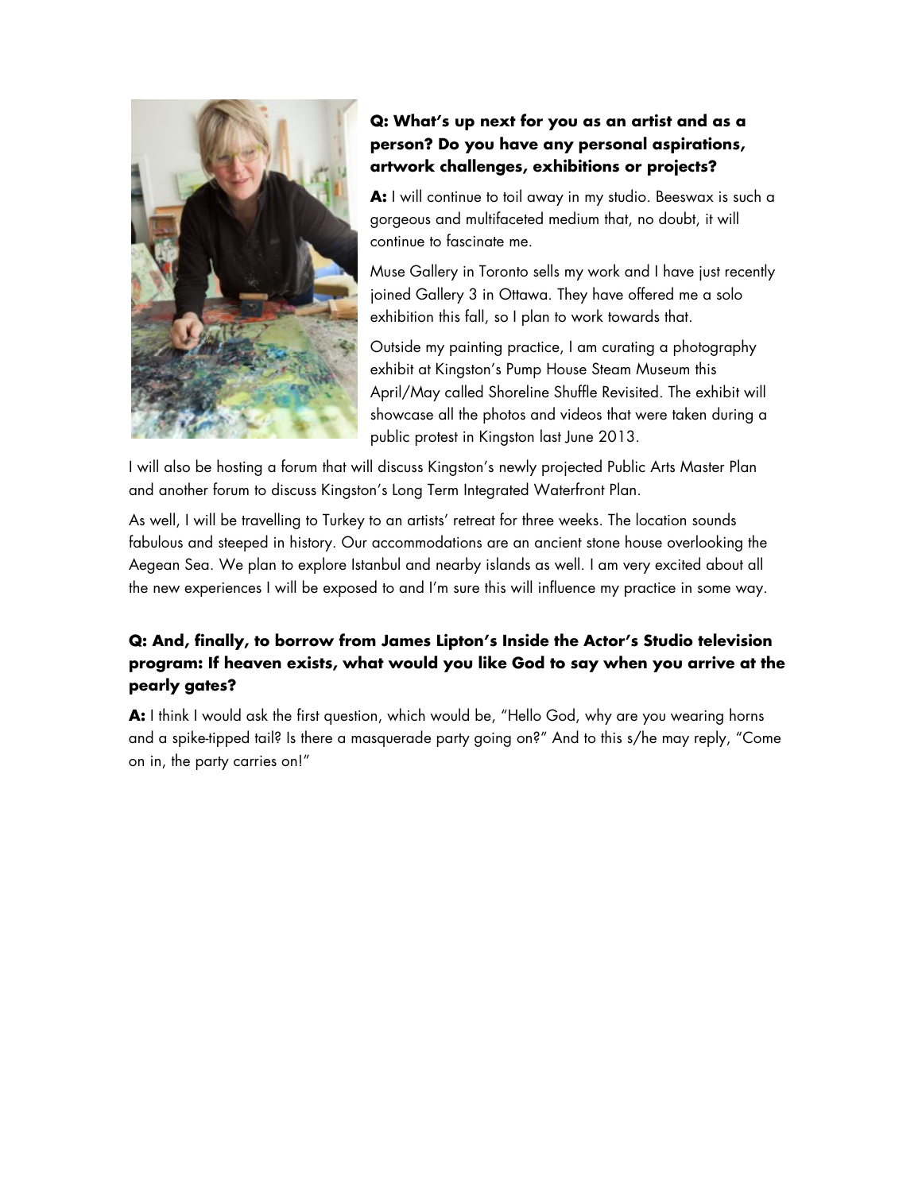**Q: What's up next for you as an artist and as a person? Do you have any personal aspirations, artwork challenges, exhibitions or projects?**

**A:** I will continue to toil away in my studio. Beeswax is such a gorgeous and multifaceted medium that, no doubt, it will continue to fascinate me.

Muse Gallery in Toronto sells my work and I have just recently joined Gallery 3 in Ottawa. They have offered me a solo exhibition this fall, so I plan to work towards that.

Outside my painting practice, I am curating a photography exhibit at Kingston's Pump House Steam Museum this April/May called Shoreline Shuffle Revisited. The exhibit will showcase all the photos and videos that were taken during a public protest in Kingston last June 2013.

I will also be hosting a forum that will discuss Kingston's newly projected Public Arts Master Plan and another forum to discuss Kingston's Long Term Integrated Waterfront Plan.

As well, I will be travelling to Turkey to an artists' retreat for three weeks. The location sounds fabulous and steeped in history. Our accommodations are an ancient stone house overlooking the Aegean Sea. We plan to explore Istanbul and nearby islands as well. I am very excited about all the new experiences I will be exposed to and I'm sure this will influence my practice in some way.

**Q: And, finally, to borrow from James Lipton's Inside the Actor's Studio television program: If heaven exists, what would you like God to say when you arrive at the pearly gates?**

**A:** I think I would ask the first question, which would be, "Hello God, why are you wearing horns and a spike-tipped tail? Is there a masquerade party going on?" And to this s/he may reply, "Come on in, the party carries on!"